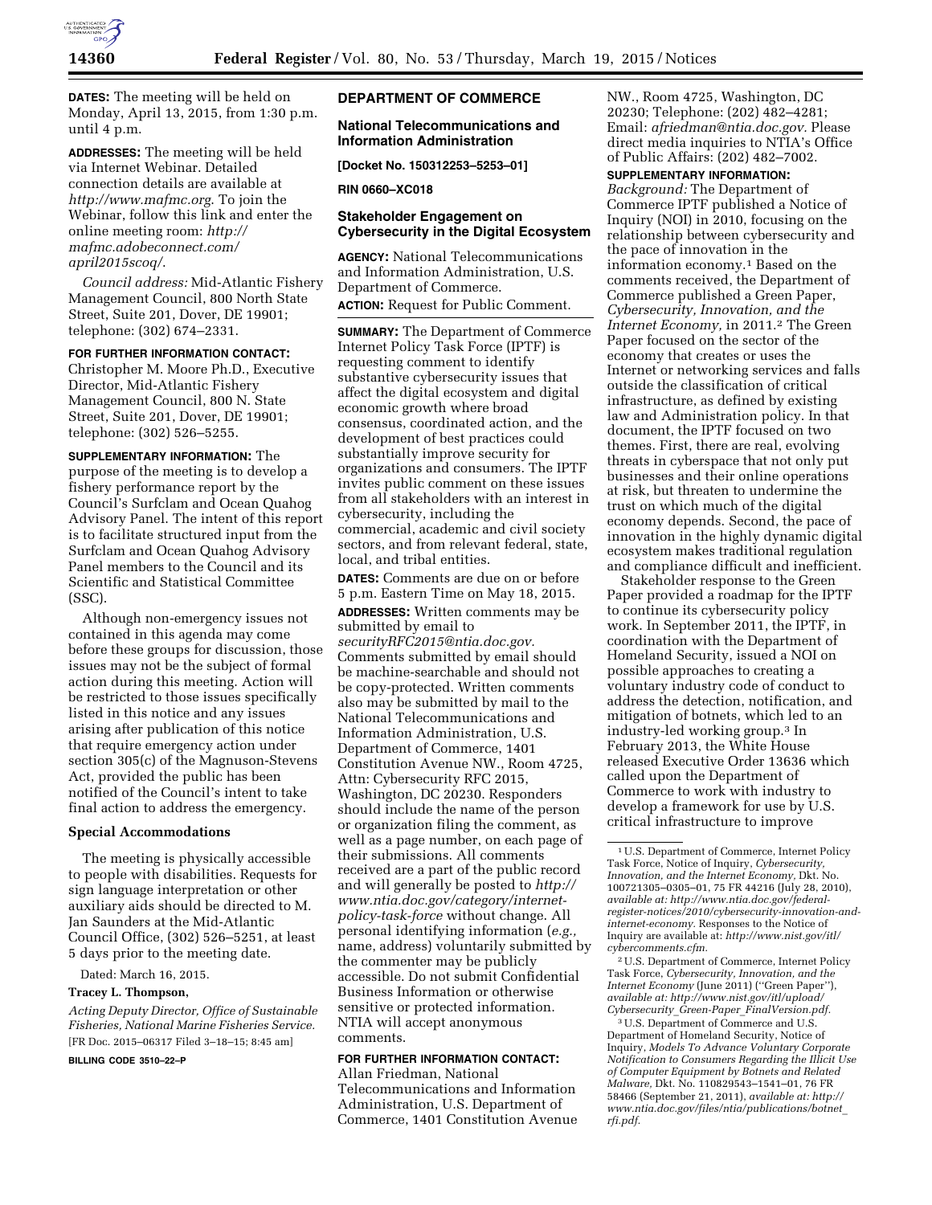**DATES:** The meeting will be held on Monday, April 13, 2015, from 1:30 p.m. until 4 p.m.

**ADDRESSES:** The meeting will be held via Internet Webinar. Detailed connection details are available at *http://www.mafmc.org.* To join the Webinar, follow this link and enter the online meeting room: *http://mafmc.adobeconnect.com/april2015scoq/.*

*Council address:* Mid-Atlantic Fishery Management Council, 800 North State Street, Suite 201, Dover, DE 19901; telephone: (302) 674–2331.

**FOR FURTHER INFORMATION CONTACT:** Christopher M. Moore Ph.D., Executive Director, Mid-Atlantic Fishery Management Council, 800 N. State Street, Suite 201, Dover, DE 19901; telephone: (302) 526–5255.

**SUPPLEMENTARY INFORMATION:** The purpose of the meeting is to develop a fishery performance report by the Council's Surfclam and Ocean Quahog Advisory Panel. The intent of this report is to facilitate structured input from the Surfclam and Ocean Quahog Advisory Panel members to the Council and its Scientific and Statistical Committee (SSC).

Although non-emergency issues not contained in this agenda may come before these groups for discussion, those issues may not be the subject of formal action during this meeting. Action will be restricted to those issues specifically listed in this notice and any issues arising after publication of this notice that require emergency action under section 305(c) of the Magnuson-Stevens Act, provided the public has been notified of the Council's intent to take final action to address the emergency.

## Special Accommodations

The meeting is physically accessible to people with disabilities. Requests for sign language interpretation or other auxiliary aids should be directed to M. Jan Saunders at the Mid-Atlantic Council Office, (302) 526–5251, at least 5 days prior to the meeting date.

Dated: March 16, 2015.

**Tracey L. Thompson,**

*Acting Deputy Director, Office of Sustainable Fisheries, National Marine Fisheries Service.*

[FR Doc. 2015–06317 Filed 3–18–15; 8:45 am]

**BILLING CODE 3510–22–P**

## DEPARTMENT OF COMMERCE

### National Telecommunications and Information Administration

**[Docket No. 150312253–5253–01]**

**RIN 0660–XC018**

### Stakeholder Engagement on Cybersecurity in the Digital Ecosystem

**AGENCY:** National Telecommunications and Information Administration, U.S. Department of Commerce.

**ACTION:** Request for Public Comment.

**SUMMARY:** The Department of Commerce Internet Policy Task Force (IPTF) is requesting comment to identify substantive cybersecurity issues that affect the digital ecosystem and digital economic growth where broad consensus, coordinated action, and the development of best practices could substantially improve security for organizations and consumers. The IPTF invites public comment on these issues from all stakeholders with an interest in cybersecurity, including the commercial, academic and civil society sectors, and from relevant federal, state, local, and tribal entities.

**DATES:** Comments are due on or before 5 p.m. Eastern Time on May 18, 2015.

**ADDRESSES:** Written comments may be submitted by email to *securityRFC2015@ntia.doc.gov.* Comments submitted by email should be machine-searchable and should not be copy-protected. Written comments also may be submitted by mail to the National Telecommunications and Information Administration, U.S. Department of Commerce, 1401 Constitution Avenue NW., Room 4725, Attn: Cybersecurity RFC 2015, Washington, DC 20230. Responders should include the name of the person or organization filing the comment, as well as a page number, on each page of their submissions. All comments received are a part of the public record and will generally be posted to *http://www.ntia.doc.gov/category/internet-policy-task-force* without change. All personal identifying information (*e.g.,* name, address) voluntarily submitted by the commenter may be publicly accessible. Do not submit Confidential Business Information or otherwise sensitive or protected information. NTIA will accept anonymous comments.

**FOR FURTHER INFORMATION CONTACT:** Allan Friedman, National Telecommunications and Information Administration, U.S. Department of Commerce, 1401 Constitution Avenue NW., Room 4725, Washington, DC 20230; Telephone: (202) 482–4281; Email: *afriedman@ntia.doc.gov.* Please direct media inquiries to NTIA's Office of Public Affairs: (202) 482–7002.

**SUPPLEMENTARY INFORMATION:**

*Background:* The Department of Commerce IPTF published a Notice of Inquiry (NOI) in 2010, focusing on the relationship between cybersecurity and the pace of innovation in the information economy.[1] Based on the comments received, the Department of Commerce published a Green Paper, *Cybersecurity, Innovation, and the Internet Economy,* in 2011.[2] The Green Paper focused on the sector of the economy that creates or uses the Internet or networking services and falls outside the classification of critical infrastructure, as defined by existing law and Administration policy. In that document, the IPTF focused on two themes. First, there are real, evolving threats in cyberspace that not only put businesses and their online operations at risk, but threaten to undermine the trust on which much of the digital economy depends. Second, the pace of innovation in the highly dynamic digital ecosystem makes traditional regulation and compliance difficult and inefficient.

Stakeholder response to the Green Paper provided a roadmap for the IPTF to continue its cybersecurity policy work. In September 2011, the IPTF, in coordination with the Department of Homeland Security, issued a NOI on possible approaches to creating a voluntary industry code of conduct to address the detection, notification, and mitigation of botnets, which led to an industry-led working group.[3] In February 2013, the White House released Executive Order 13636 which called upon the Department of Commerce to work with industry to develop a framework for use by U.S. critical infrastructure to improve

---

[1] U.S. Department of Commerce, Internet Policy Task Force, Notice of Inquiry, *Cybersecurity, Innovation, and the Internet Economy,* Dkt. No. 100721305–0305–01, 75 FR 44216 (July 28, 2010), *available at: http://www.ntia.doc.gov/federal-register-notices/2010/cybersecurity-innovation-and-internet-economy.* Responses to the Notice of Inquiry are available at: *http://www.nist.gov/itl/cybercomments.cfm.*

[2] U.S. Department of Commerce, Internet Policy Task Force, *Cybersecurity, Innovation, and the Internet Economy* (June 2011) (''Green Paper''), *available at: http://www.nist.gov/itl/upload/Cybersecurity_Green-Paper_FinalVersion.pdf.*

[3] U.S. Department of Commerce and U.S. Department of Homeland Security, Notice of Inquiry, *Models To Advance Voluntary Corporate Notification to Consumers Regarding the Illicit Use of Computer Equipment by Botnets and Related Malware,* Dkt. No. 110829543–1541–01, 76 FR 58466 (September 21, 2011), *available at: http://www.ntia.doc.gov/files/ntia/publications/botnet_rfi.pdf.*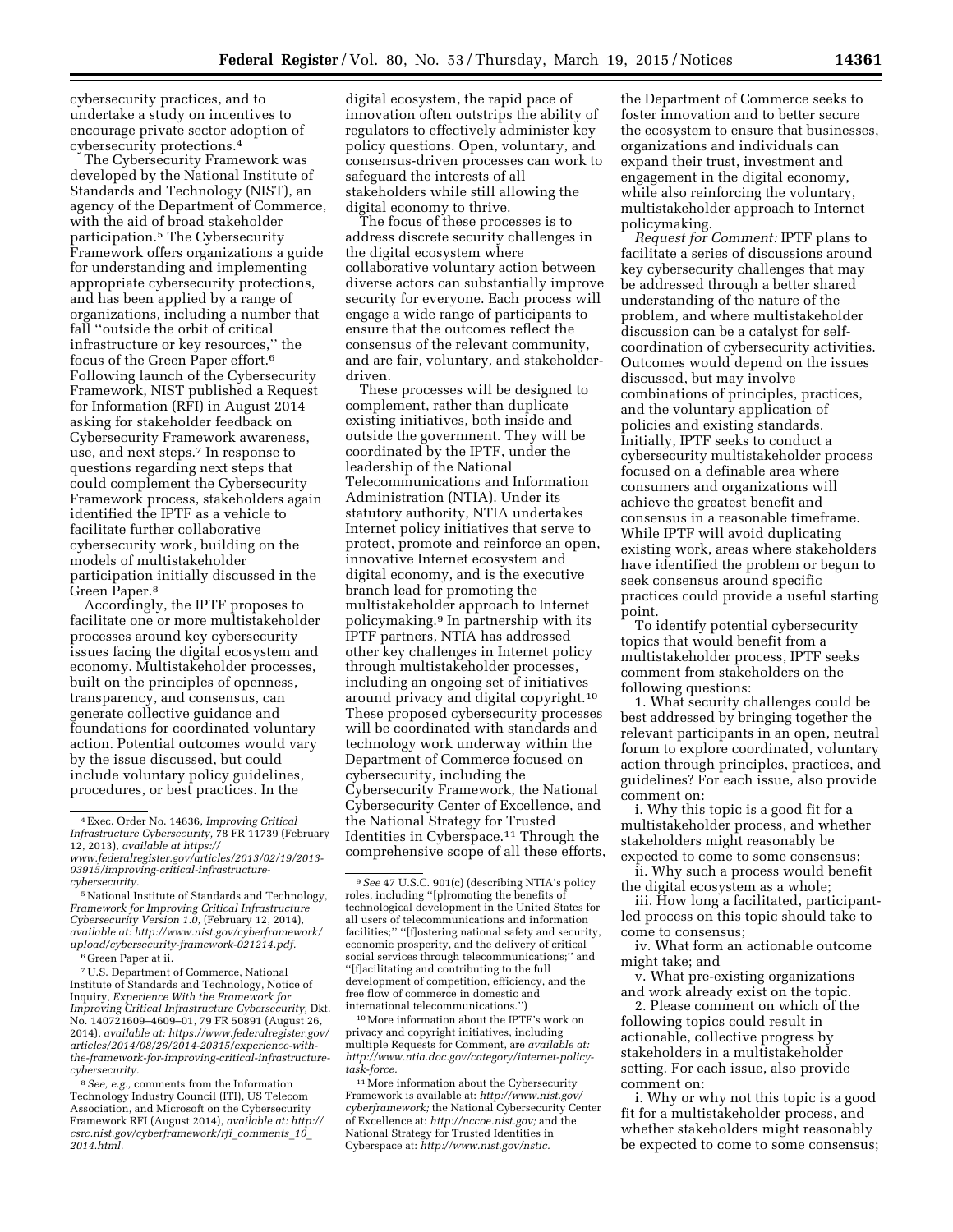cybersecurity practices, and to undertake a study on incentives to encourage private sector adoption of cybersecurity protections.[4]

The Cybersecurity Framework was developed by the National Institute of Standards and Technology (NIST), an agency of the Department of Commerce, with the aid of broad stakeholder participation.[5] The Cybersecurity Framework offers organizations a guide for understanding and implementing appropriate cybersecurity protections, and has been applied by a range of organizations, including a number that fall ''outside the orbit of critical infrastructure or key resources,'' the focus of the Green Paper effort.[6] Following launch of the Cybersecurity Framework, NIST published a Request for Information (RFI) in August 2014 asking for stakeholder feedback on Cybersecurity Framework awareness, use, and next steps.[7] In response to questions regarding next steps that could complement the Cybersecurity Framework process, stakeholders again identified the IPTF as a vehicle to facilitate further collaborative cybersecurity work, building on the models of multistakeholder participation initially discussed in the Green Paper.[8]

Accordingly, the IPTF proposes to facilitate one or more multistakeholder processes around key cybersecurity issues facing the digital ecosystem and economy. Multistakeholder processes, built on the principles of openness, transparency, and consensus, can generate collective guidance and foundations for coordinated voluntary action. Potential outcomes would vary by the issue discussed, but could include voluntary policy guidelines, procedures, or best practices. In the digital ecosystem, the rapid pace of innovation often outstrips the ability of regulators to effectively administer key policy questions. Open, voluntary, and consensus-driven processes can work to safeguard the interests of all stakeholders while still allowing the digital economy to thrive.

The focus of these processes is to address discrete security challenges in the digital ecosystem where collaborative voluntary action between diverse actors can substantially improve security for everyone. Each process will engage a wide range of participants to ensure that the outcomes reflect the consensus of the relevant community, and are fair, voluntary, and stakeholder-driven.

These processes will be designed to complement, rather than duplicate existing initiatives, both inside and outside the government. They will be coordinated by the IPTF, under the leadership of the National Telecommunications and Information Administration (NTIA). Under its statutory authority, NTIA undertakes Internet policy initiatives that serve to protect, promote and reinforce an open, innovative Internet ecosystem and digital economy, and is the executive branch lead for promoting the multistakeholder approach to Internet policymaking.[9] In partnership with its IPTF partners, NTIA has addressed other key challenges in Internet policy through multistakeholder processes, including an ongoing set of initiatives around privacy and digital copyright.[10] These proposed cybersecurity processes will be coordinated with standards and technology work underway within the Department of Commerce focused on cybersecurity, including the Cybersecurity Framework, the National Cybersecurity Center of Excellence, and the National Strategy for Trusted Identities in Cyberspace.[11] Through the comprehensive scope of all these efforts, the Department of Commerce seeks to foster innovation and to better secure the ecosystem to ensure that businesses, organizations and individuals can expand their trust, investment and engagement in the digital economy, while also reinforcing the voluntary, multistakeholder approach to Internet policymaking.

*Request for Comment:* IPTF plans to facilitate a series of discussions around key cybersecurity challenges that may be addressed through a better shared understanding of the nature of the problem, and where multistakeholder discussion can be a catalyst for self-coordination of cybersecurity activities. Outcomes would depend on the issues discussed, but may involve combinations of principles, practices, and the voluntary application of policies and existing standards. Initially, IPTF seeks to conduct a cybersecurity multistakeholder process focused on a definable area where consumers and organizations will achieve the greatest benefit and consensus in a reasonable timeframe. While IPTF will avoid duplicating existing work, areas where stakeholders have identified the problem or begun to seek consensus around specific practices could provide a useful starting point.

To identify potential cybersecurity topics that would benefit from a multistakeholder process, IPTF seeks comment from stakeholders on the following questions:

1. What security challenges could be best addressed by bringing together the relevant participants in an open, neutral forum to explore coordinated, voluntary action through principles, practices, and guidelines? For each issue, also provide comment on:

i. Why this topic is a good fit for a multistakeholder process, and whether stakeholders might reasonably be expected to come to some consensus;

ii. Why such a process would benefit the digital ecosystem as a whole;

iii. How long a facilitated, participant-led process on this topic should take to come to consensus;

iv. What form an actionable outcome might take; and

v. What pre-existing organizations and work already exist on the topic.

2. Please comment on which of the following topics could result in actionable, collective progress by stakeholders in a multistakeholder setting. For each issue, also provide comment on:

i. Why or why not this topic is a good fit for a multistakeholder process, and whether stakeholders might reasonably be expected to come to some consensus;

---

[4] Exec. Order No. 14636, *Improving Critical Infrastructure Cybersecurity,* 78 FR 11739 (February 12, 2013), *available at https://www.federalregister.gov/articles/2013/02/19/2013-03915/improving-critical-infrastructure-cybersecurity.*

[5] National Institute of Standards and Technology, *Framework for Improving Critical Infrastructure Cybersecurity Version 1.0,* (February 12, 2014), *available at: http://www.nist.gov/cyberframework/upload/cybersecurity-framework-021214.pdf.*

[6] Green Paper at ii.

[7] U.S. Department of Commerce, National Institute of Standards and Technology, Notice of Inquiry, *Experience With the Framework for Improving Critical Infrastructure Cybersecurity,* Dkt. No. 140721609–4609–01, 79 FR 50891 (August 26, 2014), *available at: https://www.federalregister.gov/articles/2014/08/26/2014-20315/experience-with-the-framework-for-improving-critical-infrastructure-cybersecurity.*

[8] *See, e.g.,* comments from the Information Technology Industry Council (ITI), US Telecom Association, and Microsoft on the Cybersecurity Framework RFI (August 2014), *available at: http://csrc.nist.gov/cyberframework/rfi_comments_10_2014.html.*

[9] *See* 47 U.S.C. 901(c) (describing NTIA's policy roles, including ''[p]romoting the benefits of technological development in the United States for all users of telecommunications and information facilities;'' ''[f]ostering national safety and security, economic prosperity, and the delivery of critical social services through telecommunications;'' and ''[f]acilitating and contributing to the full development of competition, efficiency, and the free flow of commerce in domestic and international telecommunications.'')

[10] More information about the IPTF's work on privacy and copyright initiatives, including multiple Requests for Comment, are *available at: http://www.ntia.doc.gov/category/internet-policy-task-force.*

[11] More information about the Cybersecurity Framework is available at: *http://www.nist.gov/cyberframework;* the National Cybersecurity Center of Excellence at: *http://nccoe.nist.gov;* and the National Strategy for Trusted Identities in Cyberspace at: *http://www.nist.gov/nstic.*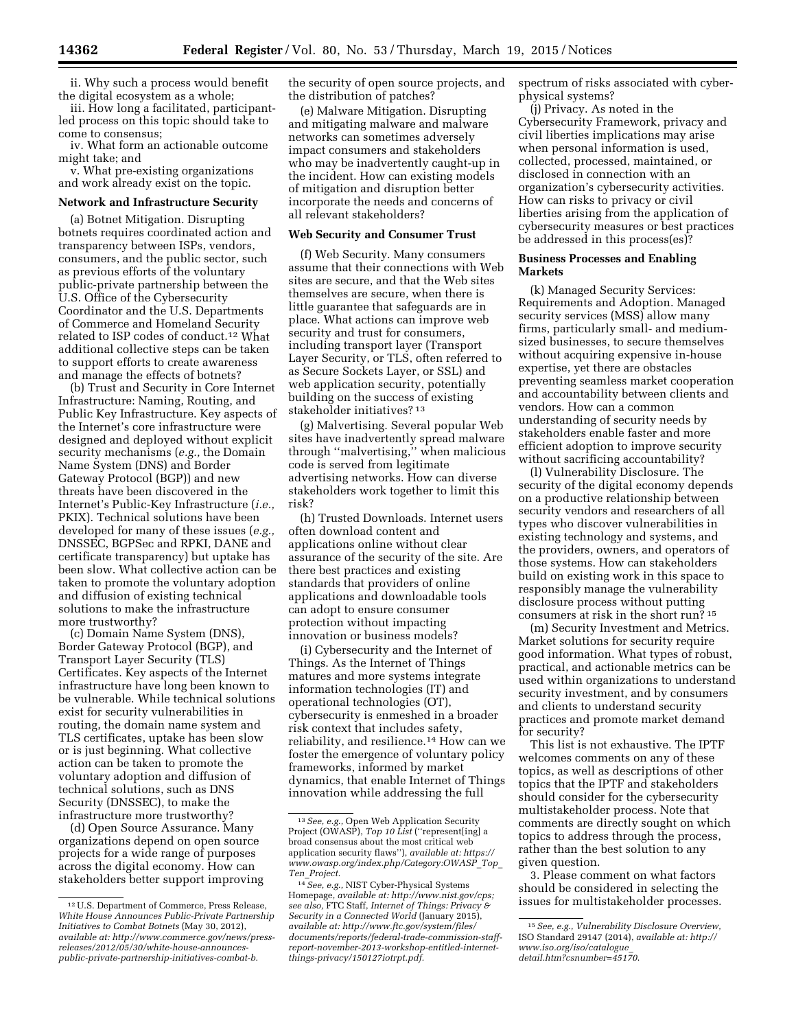ii. Why such a process would benefit the digital ecosystem as a whole;

iii. How long a facilitated, participant-led process on this topic should take to come to consensus;

iv. What form an actionable outcome might take; and

v. What pre-existing organizations and work already exist on the topic.

**Network and Infrastructure Security**

(a) Botnet Mitigation. Disrupting botnets requires coordinated action and transparency between ISPs, vendors, consumers, and the public sector, such as previous efforts of the voluntary public-private partnership between the U.S. Office of the Cybersecurity Coordinator and the U.S. Departments of Commerce and Homeland Security related to ISP codes of conduct.[12] What additional collective steps can be taken to support efforts to create awareness and manage the effects of botnets?

(b) Trust and Security in Core Internet Infrastructure: Naming, Routing, and Public Key Infrastructure. Key aspects of the Internet's core infrastructure were designed and deployed without explicit security mechanisms (*e.g.,* the Domain Name System (DNS) and Border Gateway Protocol (BGP)) and new threats have been discovered in the Internet's Public-Key Infrastructure (*i.e.,* PKIX). Technical solutions have been developed for many of these issues (*e.g.,* DNSSEC, BGPSec and RPKI, DANE and certificate transparency) but uptake has been slow. What collective action can be taken to promote the voluntary adoption and diffusion of existing technical solutions to make the infrastructure more trustworthy?

(c) Domain Name System (DNS), Border Gateway Protocol (BGP), and Transport Layer Security (TLS) Certificates. Key aspects of the Internet infrastructure have long been known to be vulnerable. While technical solutions exist for security vulnerabilities in routing, the domain name system and TLS certificates, uptake has been slow or is just beginning. What collective action can be taken to promote the voluntary adoption and diffusion of technical solutions, such as DNS Security (DNSSEC), to make the infrastructure more trustworthy?

(d) Open Source Assurance. Many organizations depend on open source projects for a wide range of purposes across the digital economy. How can stakeholders better support improving the security of open source projects, and the distribution of patches?

(e) Malware Mitigation. Disrupting and mitigating malware and malware networks can sometimes adversely impact consumers and stakeholders who may be inadvertently caught-up in the incident. How can existing models of mitigation and disruption better incorporate the needs and concerns of all relevant stakeholders?

**Web Security and Consumer Trust**

(f) Web Security. Many consumers assume that their connections with Web sites are secure, and that the Web sites themselves are secure, when there is little guarantee that safeguards are in place. What actions can improve web security and trust for consumers, including transport layer (Transport Layer Security, or TLS, often referred to as Secure Sockets Layer, or SSL) and web application security, potentially building on the success of existing stakeholder initiatives?[13]

(g) Malvertising. Several popular Web sites have inadvertently spread malware through "malvertising," when malicious code is served from legitimate advertising networks. How can diverse stakeholders work together to limit this risk?

(h) Trusted Downloads. Internet users often download content and applications online without clear assurance of the security of the site. Are there best practices and existing standards that providers of online applications and downloadable tools can adopt to ensure consumer protection without impacting innovation or business models?

(i) Cybersecurity and the Internet of Things. As the Internet of Things matures and more systems integrate information technologies (IT) and operational technologies (OT), cybersecurity is enmeshed in a broader risk context that includes safety, reliability, and resilience.[14] How can we foster the emergence of voluntary policy frameworks, informed by market dynamics, that enable Internet of Things innovation while addressing the full spectrum of risks associated with cyber-physical systems?

(j) Privacy. As noted in the Cybersecurity Framework, privacy and civil liberties implications may arise when personal information is used, collected, processed, maintained, or disclosed in connection with an organization's cybersecurity activities. How can risks to privacy or civil liberties arising from the application of cybersecurity measures or best practices be addressed in this process(es)?

**Business Processes and Enabling Markets**

(k) Managed Security Services: Requirements and Adoption. Managed security services (MSS) allow many firms, particularly small- and medium-sized businesses, to secure themselves without acquiring expensive in-house expertise, yet there are obstacles preventing seamless market cooperation and accountability between clients and vendors. How can a common understanding of security needs by stakeholders enable faster and more efficient adoption to improve security without sacrificing accountability?

(l) Vulnerability Disclosure. The security of the digital economy depends on a productive relationship between security vendors and researchers of all types who discover vulnerabilities in existing technology and systems, and the providers, owners, and operators of those systems. How can stakeholders build on existing work in this space to responsibly manage the vulnerability disclosure process without putting consumers at risk in the short run?[15]

(m) Security Investment and Metrics. Market solutions for security require good information. What types of robust, practical, and actionable metrics can be used within organizations to understand security investment, and by consumers and clients to understand security practices and promote market demand for security?

This list is not exhaustive. The IPTF welcomes comments on any of these topics, as well as descriptions of other topics that the IPTF and stakeholders should consider for the cybersecurity multistakeholder process. Note that comments are directly sought on which topics to address through the process, rather than the best solution to any given question.

3. Please comment on what factors should be considered in selecting the issues for multistakeholder processes.

---

[12] U.S. Department of Commerce, Press Release, *White House Announces Public-Private Partnership Initiatives to Combat Botnets* (May 30, 2012), *available at: http://www.commerce.gov/news/press-releases/2012/05/30/white-house-announces-public-private-partnership-initiatives-combat-b.*

[13] *See, e.g.,* Open Web Application Security Project (OWASP), *Top 10 List* ("represent[ing] a broad consensus about the most critical web application security flaws"), *available at: https://www.owasp.org/index.php/Category:OWASP_Top_Ten_Project.*

[14] *See, e.g.,* NIST Cyber-Physical Systems Homepage, *available at: http://www.nist.gov/cps; see also,* FTC Staff, *Internet of Things: Privacy & Security in a Connected World* (January 2015), *available at: http://www.ftc.gov/system/files/documents/reports/federal-trade-commission-staff-report-november-2013-workshop-entitled-internet-things-privacy/150127iotrpt.pdf.*

[15] *See, e.g., Vulnerability Disclosure Overview,* ISO Standard 29147 (2014), *available at: http://www.iso.org/iso/catalogue_detail.htm?csnumber=45170.*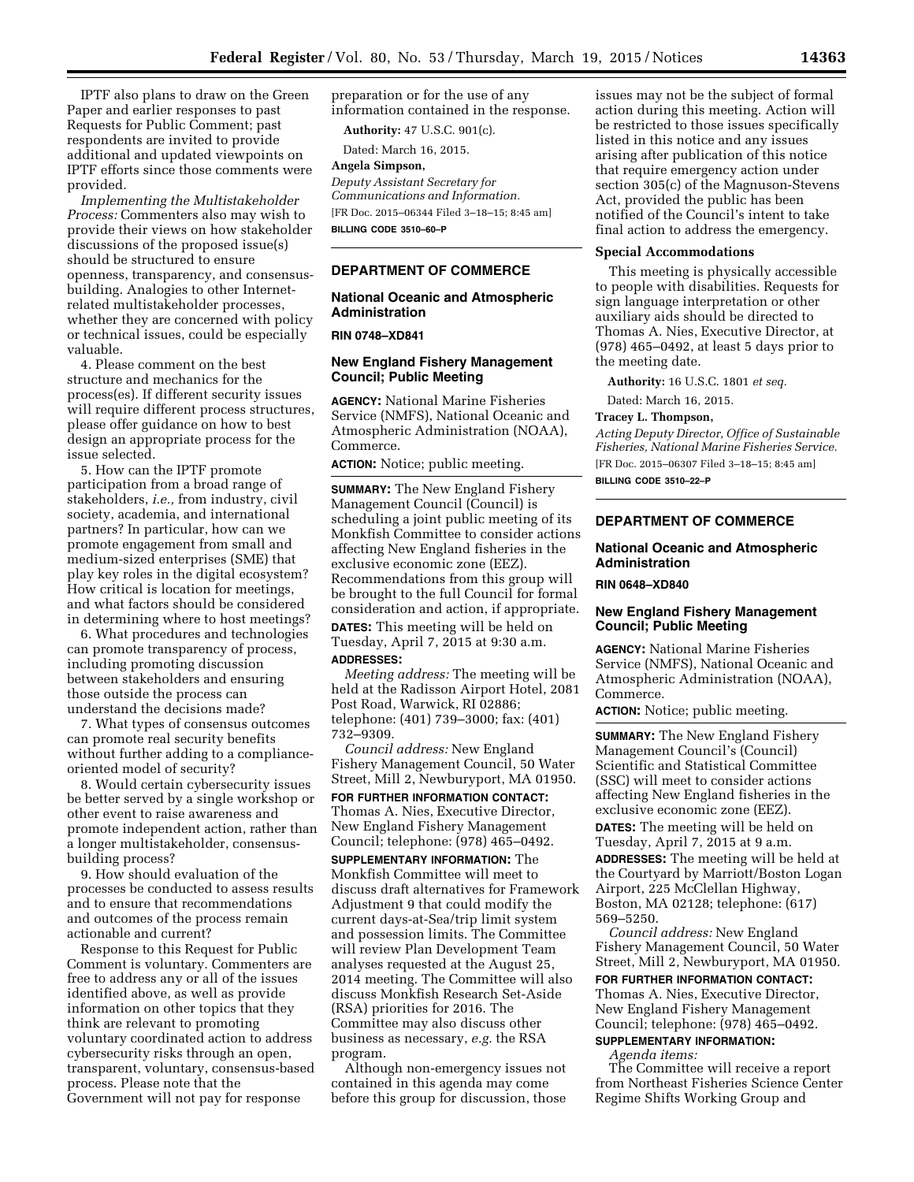IPTF also plans to draw on the Green Paper and earlier responses to past Requests for Public Comment; past respondents are invited to provide additional and updated viewpoints on IPTF efforts since those comments were provided.

*Implementing the Multistakeholder Process:* Commenters also may wish to provide their views on how stakeholder discussions of the proposed issue(s) should be structured to ensure openness, transparency, and consensus-building. Analogies to other Internet-related multistakeholder processes, whether they are concerned with policy or technical issues, could be especially valuable.

4. Please comment on the best structure and mechanics for the process(es). If different security issues will require different process structures, please offer guidance on how to best design an appropriate process for the issue selected.

5. How can the IPTF promote participation from a broad range of stakeholders, *i.e.,* from industry, civil society, academia, and international partners? In particular, how can we promote engagement from small and medium-sized enterprises (SME) that play key roles in the digital ecosystem? How critical is location for meetings, and what factors should be considered in determining where to host meetings?

6. What procedures and technologies can promote transparency of process, including promoting discussion between stakeholders and ensuring those outside the process can understand the decisions made?

7. What types of consensus outcomes can promote real security benefits without further adding to a compliance-oriented model of security?

8. Would certain cybersecurity issues be better served by a single workshop or other event to raise awareness and promote independent action, rather than a longer multistakeholder, consensus-building process?

9. How should evaluation of the processes be conducted to assess results and to ensure that recommendations and outcomes of the process remain actionable and current?

Response to this Request for Public Comment is voluntary. Commenters are free to address any or all of the issues identified above, as well as provide information on other topics that they think are relevant to promoting voluntary coordinated action to address cybersecurity risks through an open, transparent, voluntary, consensus-based process. Please note that the Government will not pay for response preparation or for the use of any information contained in the response.

**Authority:** 47 U.S.C. 901(c).

Dated: March 16, 2015.

**Angela Simpson,**

*Deputy Assistant Secretary for Communications and Information.*

[FR Doc. 2015–06344 Filed 3–18–15; 8:45 am]

**BILLING CODE 3510–60–P**

---

## DEPARTMENT OF COMMERCE

### National Oceanic and Atmospheric Administration

**RIN 0748–XD841**

### New England Fishery Management Council; Public Meeting

**AGENCY:** National Marine Fisheries Service (NMFS), National Oceanic and Atmospheric Administration (NOAA), Commerce.

**ACTION:** Notice; public meeting.

**SUMMARY:** The New England Fishery Management Council (Council) is scheduling a joint public meeting of its Monkfish Committee to consider actions affecting New England fisheries in the exclusive economic zone (EEZ). Recommendations from this group will be brought to the full Council for formal consideration and action, if appropriate.

**DATES:** This meeting will be held on Tuesday, April 7, 2015 at 9:30 a.m.

**ADDRESSES:**

*Meeting address:* The meeting will be held at the Radisson Airport Hotel, 2081 Post Road, Warwick, RI 02886; telephone: (401) 739–3000; fax: (401) 732–9309.

*Council address:* New England Fishery Management Council, 50 Water Street, Mill 2, Newburyport, MA 01950.

**FOR FURTHER INFORMATION CONTACT:** Thomas A. Nies, Executive Director, New England Fishery Management Council; telephone: (978) 465–0492.

**SUPPLEMENTARY INFORMATION:** The Monkfish Committee will meet to discuss draft alternatives for Framework Adjustment 9 that could modify the current days-at-Sea/trip limit system and possession limits. The Committee will review Plan Development Team analyses requested at the August 25, 2014 meeting. The Committee will also discuss Monkfish Research Set-Aside (RSA) priorities for 2016. The Committee may also discuss other business as necessary, *e.g.* the RSA program.

Although non-emergency issues not contained in this agenda may come before this group for discussion, those issues may not be the subject of formal action during this meeting. Action will be restricted to those issues specifically listed in this notice and any issues arising after publication of this notice that require emergency action under section 305(c) of the Magnuson-Stevens Act, provided the public has been notified of the Council's intent to take final action to address the emergency.

#### Special Accommodations

This meeting is physically accessible to people with disabilities. Requests for sign language interpretation or other auxiliary aids should be directed to Thomas A. Nies, Executive Director, at (978) 465–0492, at least 5 days prior to the meeting date.

**Authority:** 16 U.S.C. 1801 *et seq.*

Dated: March 16, 2015.

**Tracey L. Thompson,**

*Acting Deputy Director, Office of Sustainable Fisheries, National Marine Fisheries Service.*

[FR Doc. 2015–06307 Filed 3–18–15; 8:45 am]

**BILLING CODE 3510–22–P**

---

## DEPARTMENT OF COMMERCE

### National Oceanic and Atmospheric Administration

**RIN 0648–XD840**

### New England Fishery Management Council; Public Meeting

**AGENCY:** National Marine Fisheries Service (NMFS), National Oceanic and Atmospheric Administration (NOAA), Commerce.

**ACTION:** Notice; public meeting.

**SUMMARY:** The New England Fishery Management Council's (Council) Scientific and Statistical Committee (SSC) will meet to consider actions affecting New England fisheries in the exclusive economic zone (EEZ).

**DATES:** The meeting will be held on Tuesday, April 7, 2015 at 9 a.m.

**ADDRESSES:** The meeting will be held at the Courtyard by Marriott/Boston Logan Airport, 225 McClellan Highway, Boston, MA 02128; telephone: (617) 569–5250.

*Council address:* New England Fishery Management Council, 50 Water Street, Mill 2, Newburyport, MA 01950.

**FOR FURTHER INFORMATION CONTACT:** Thomas A. Nies, Executive Director, New England Fishery Management Council; telephone: (978) 465–0492.

**SUPPLEMENTARY INFORMATION:**

*Agenda items:*

The Committee will receive a report from Northeast Fisheries Science Center Regime Shifts Working Group and